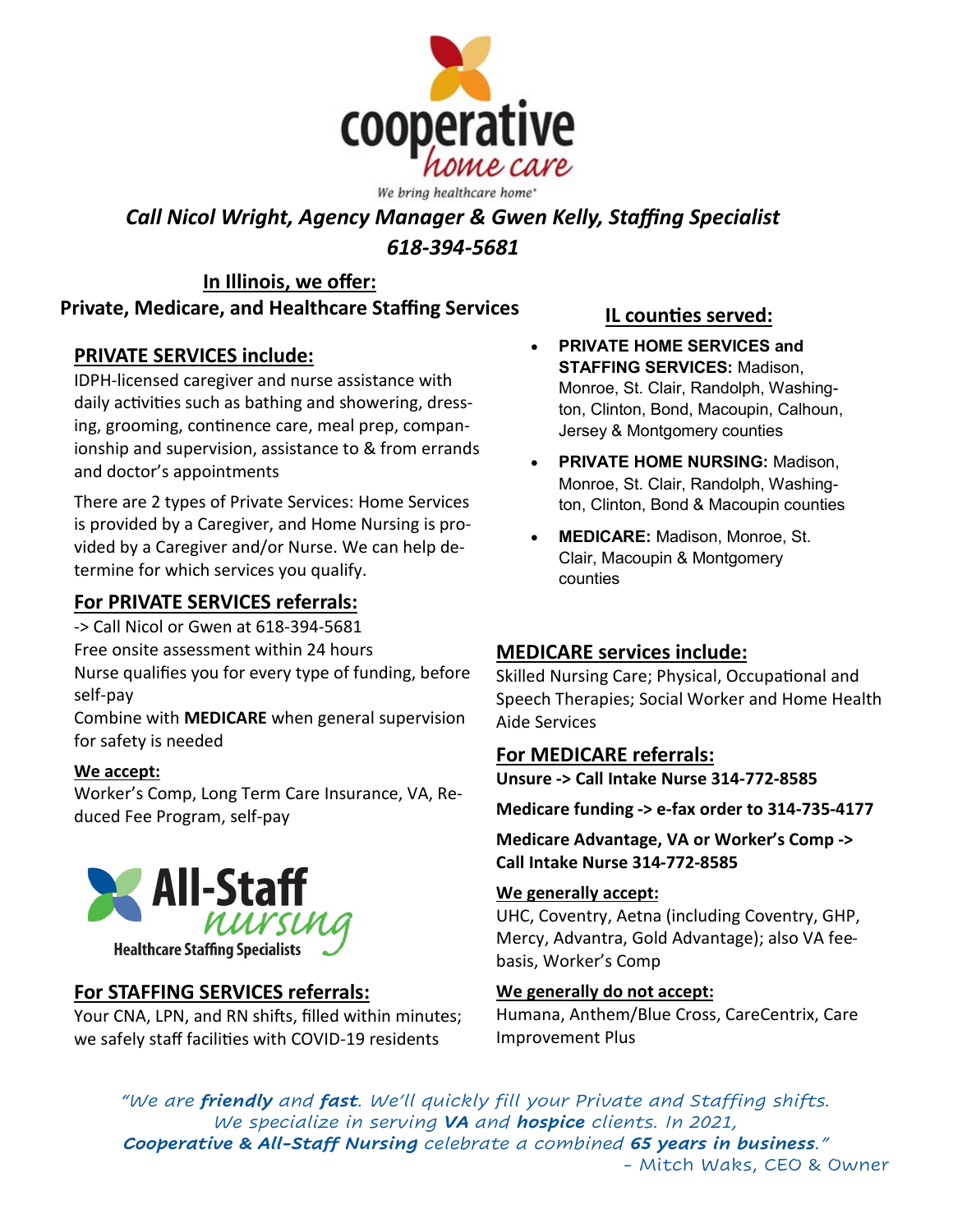cooperative home care

We bring healthcare home®

***Call Nicol Wright, Agency Manager & Gwen Kelly, Staffing Specialist***
***618-394-5681***

## In Illinois, we offer:

**Private, Medicare, and Healthcare Staffing Services**

### PRIVATE SERVICES include:

IDPH-licensed caregiver and nurse assistance with daily activities such as bathing and showering, dressing, grooming, continence care, meal prep, companionship and supervision, assistance to & from errands and doctor's appointments

There are 2 types of Private Services: Home Services is provided by a Caregiver, and Home Nursing is provided by a Caregiver and/or Nurse. We can help determine for which services you qualify.

### For PRIVATE SERVICES referrals:

-> Call Nicol or Gwen at 618-394-5681
Free onsite assessment within 24 hours
Nurse qualifies you for every type of funding, before self-pay
Combine with **MEDICARE** when general supervision for safety is needed

**We accept:**
Worker's Comp, Long Term Care Insurance, VA, Reduced Fee Program, self-pay

All-Staff nursing
Healthcare Staffing Specialists

### For STAFFING SERVICES referrals:

Your CNA, LPN, and RN shifts, filled within minutes; we safely staff facilities with COVID-19 residents

### IL counties served:

- **PRIVATE HOME SERVICES and STAFFING SERVICES:** Madison, Monroe, St. Clair, Randolph, Washington, Clinton, Bond, Macoupin, Calhoun, Jersey & Montgomery counties
- **PRIVATE HOME NURSING:** Madison, Monroe, St. Clair, Randolph, Washington, Clinton, Bond & Macoupin counties
- **MEDICARE:** Madison, Monroe, St. Clair, Macoupin & Montgomery counties

### MEDICARE services include:

Skilled Nursing Care; Physical, Occupational and Speech Therapies; Social Worker and Home Health Aide Services

### For MEDICARE referrals:

**Unsure -> Call Intake Nurse 314-772-8585**

**Medicare funding -> e-fax order to 314-735-4177**

**Medicare Advantage, VA or Worker's Comp -> Call Intake Nurse 314-772-8585**

**We generally accept:**
UHC, Coventry, Aetna (including Coventry, GHP, Mercy, Advantra, Gold Advantage); also VA fee-basis, Worker's Comp

**We generally do not accept:**
Humana, Anthem/Blue Cross, CareCentrix, Care Improvement Plus

*"We are **friendly** and **fast**. We'll quickly fill your Private and Staffing shifts. We specialize in serving **VA** and **hospice** clients. In 2021, **Cooperative & All-Staff Nursing** celebrate a combined **65 years in business**."*

*- Mitch Waks, CEO & Owner*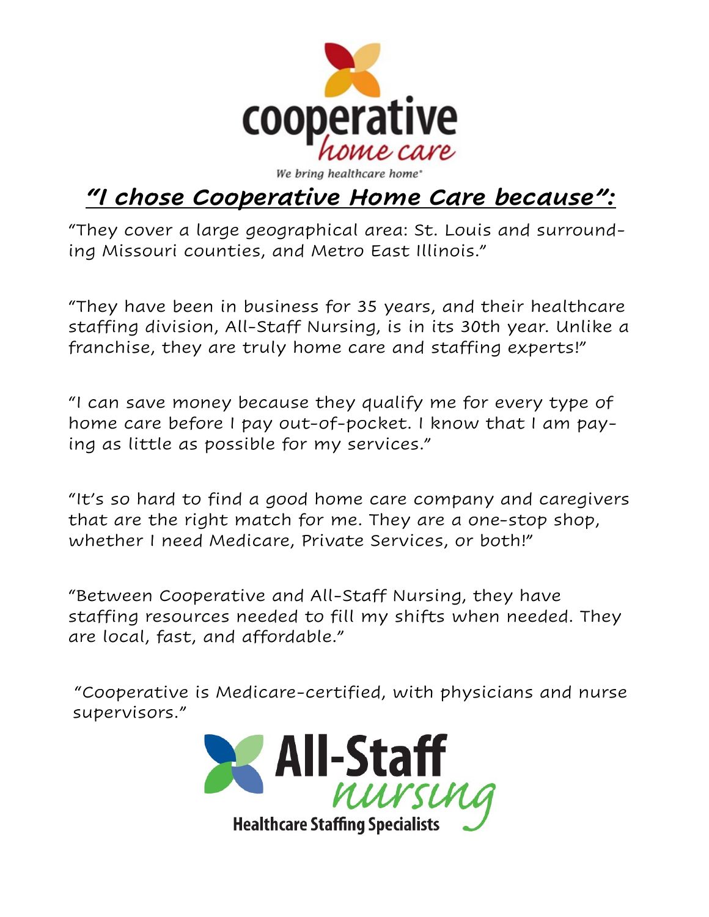cooperative
home care

*We bring healthcare home®*

## ***"I chose Cooperative Home Care because":***

"They cover a large geographical area: St. Louis and surrounding Missouri counties, and Metro East Illinois."

"They have been in business for 35 years, and their healthcare staffing division, All-Staff Nursing, is in its 30th year. Unlike a franchise, they are truly home care and staffing experts!"

"I can save money because they qualify me for every type of home care before I pay out-of-pocket. I know that I am paying as little as possible for my services."

"It's so hard to find a good home care company and caregivers that are the right match for me. They are a one-stop shop, whether I need Medicare, Private Services, or both!"

"Between Cooperative and All-Staff Nursing, they have staffing resources needed to fill my shifts when needed. They are local, fast, and affordable."

"Cooperative is Medicare-certified, with physicians and nurse supervisors."

All-Staff nursing

Healthcare Staffing Specialists